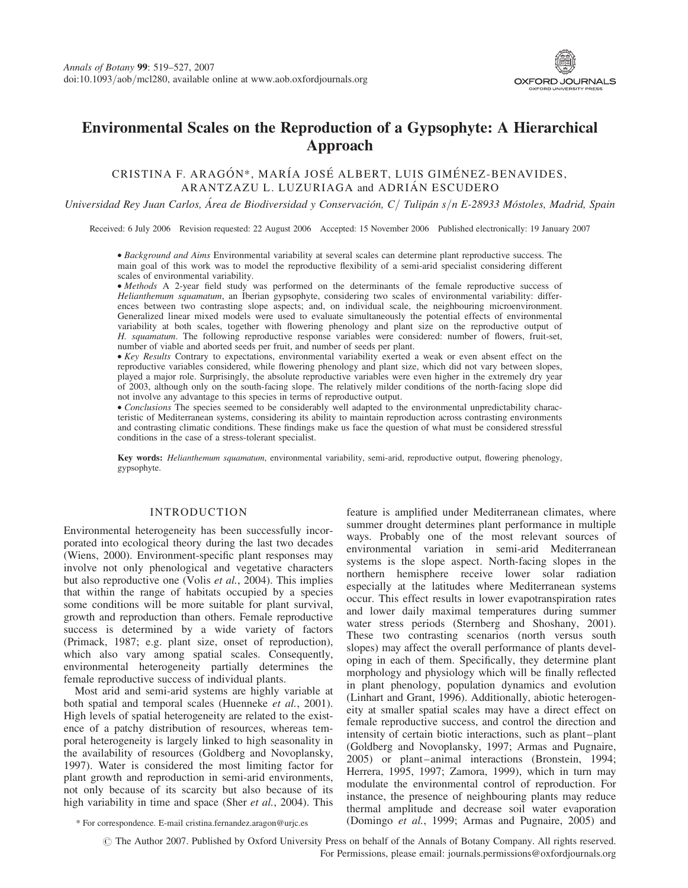# Environmental Scales on the Reproduction of a Gypsophyte: A Hierarchical Approach

CRISTINA F. ARAGÓN*, MARÍA JOSÉ ALBERT, LUIS GIMÉNEZ-BENAVIDES, ARANTZAZU L. LUZURIAGA and ADRIÁN ESCUDERO

*Universidad Rey Juan Carlos, Área de Biodiversidad y Conservación, C/ Tulipán s/n E-28933 Móstoles, Madrid, Spain*

Received: 6 July 2006 Revision requested: 22 August 2006 Accepted: 15 November 2006 Published electronically: 19 January 2007

- *Background and Aims* Environmental variability at several scales can determine plant reproductive success. The main goal of this work was to model the reproductive flexibility of a semi-arid specialist considering different scales of environmental variability.
- *Methods* A 2-year field study was performed on the determinants of the female reproductive success of *Helianthemum squamatum*, an Iberian gypsophyte, considering two scales of environmental variability: differences between two contrasting slope aspects; and, on individual scale, the neighbouring microenvironment. Generalized linear mixed models were used to evaluate simultaneously the potential effects of environmental variability at both scales, together with flowering phenology and plant size on the reproductive output of *H. squamatum*. The following reproductive response variables were considered: number of flowers, fruit-set, number of viable and aborted seeds per fruit, and number of seeds per plant.
- *Key Results* Contrary to expectations, environmental variability exerted a weak or even absent effect on the reproductive variables considered, while flowering phenology and plant size, which did not vary between slopes, played a major role. Surprisingly, the absolute reproductive variables were even higher in the extremely dry year of 2003, although only on the south-facing slope. The relatively milder conditions of the north-facing slope did not involve any advantage to this species in terms of reproductive output.
- *Conclusions* The species seemed to be considerably well adapted to the environmental unpredictability characteristic of Mediterranean systems, considering its ability to maintain reproduction across contrasting environments and contrasting climatic conditions. These findings make us face the question of what must be considered stressful conditions in the case of a stress-tolerant specialist.

**Key words:** *Helianthemum squamatum*, environmental variability, semi-arid, reproductive output, flowering phenology, gypsophyte.

## INTRODUCTION

Environmental heterogeneity has been successfully incorporated into ecological theory during the last two decades (Wiens, 2000). Environment-specific plant responses may involve not only phenological and vegetative characters but also reproductive one (Volis *et al.*, 2004). This implies that within the range of habitats occupied by a species some conditions will be more suitable for plant survival, growth and reproduction than others. Female reproductive success is determined by a wide variety of factors (Primack, 1987; e.g. plant size, onset of reproduction), which also vary among spatial scales. Consequently, environmental heterogeneity partially determines the female reproductive success of individual plants.

Most arid and semi-arid systems are highly variable at both spatial and temporal scales (Huenneke *et al.*, 2001). High levels of spatial heterogeneity are related to the existence of a patchy distribution of resources, whereas temporal heterogeneity is largely linked to high seasonality in the availability of resources (Goldberg and Novoplansky, 1997). Water is considered the most limiting factor for plant growth and reproduction in semi-arid environments, not only because of its scarcity but also because of its high variability in time and space (Sher *et al.*, 2004). This feature is amplified under Mediterranean climates, where summer drought determines plant performance in multiple ways. Probably one of the most relevant sources of environmental variation in semi-arid Mediterranean systems is the slope aspect. North-facing slopes in the northern hemisphere receive lower solar radiation especially at the latitudes where Mediterranean systems occur. This effect results in lower evapotranspiration rates and lower daily maximal temperatures during summer water stress periods (Sternberg and Shoshany, 2001). These two contrasting scenarios (north versus south slopes) may affect the overall performance of plants developing in each of them. Specifically, they determine plant morphology and physiology which will be finally reflected in plant phenology, population dynamics and evolution (Linhart and Grant, 1996). Additionally, abiotic heterogeneity at smaller spatial scales may have a direct effect on female reproductive success, and control the direction and intensity of certain biotic interactions, such as plant–plant (Goldberg and Novoplansky, 1997; Armas and Pugnaire, 2005) or plant–animal interactions (Bronstein, 1994; Herrera, 1995, 1997; Zamora, 1999), which in turn may modulate the environmental control of reproduction. For instance, the presence of neighbouring plants may reduce thermal amplitude and decrease soil water evaporation (Domingo *et al.*, 1999; Armas and Pugnaire, 2005) and

\* For correspondence. E-mail cristina.fernandez.aragon@urjc.es

© The Author 2007. Published by Oxford University Press on behalf of the Annals of Botany Company. All rights reserved. For Permissions, please email: journals.permissions@oxfordjournals.org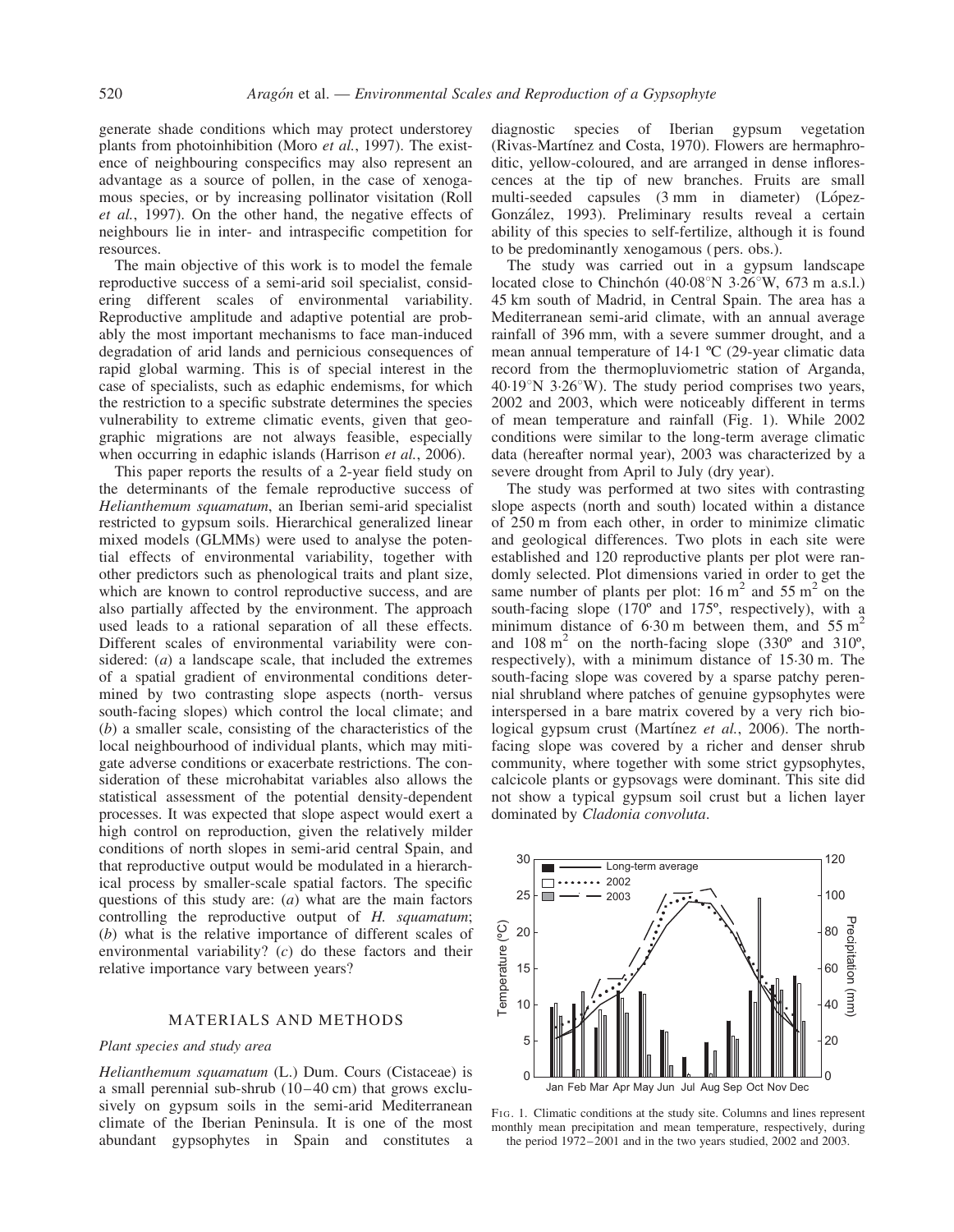generate shade conditions which may protect understorey plants from photoinhibition (Moro *et al.*, 1997). The existence of neighbouring conspecifics may also represent an advantage as a source of pollen, in the case of xenogamous species, or by increasing pollinator visitation (Roll *et al.*, 1997). On the other hand, the negative effects of neighbours lie in inter- and intraspecific competition for resources.

The main objective of this work is to model the female reproductive success of a semi-arid soil specialist, considering different scales of environmental variability. Reproductive amplitude and adaptive potential are probably the most important mechanisms to face man-induced degradation of arid lands and pernicious consequences of rapid global warming. This is of special interest in the case of specialists, such as edaphic endemisms, for which the restriction to a specific substrate determines the species vulnerability to extreme climatic events, given that geographic migrations are not always feasible, especially when occurring in edaphic islands (Harrison *et al.*, 2006).

This paper reports the results of a 2-year field study on the determinants of the female reproductive success of *Helianthemum squamatum*, an Iberian semi-arid specialist restricted to gypsum soils. Hierarchical generalized linear mixed models (GLMMs) were used to analyse the potential effects of environmental variability, together with other predictors such as phenological traits and plant size, which are known to control reproductive success, and are also partially affected by the environment. The approach used leads to a rational separation of all these effects. Different scales of environmental variability were considered: (*a*) a landscape scale, that included the extremes of a spatial gradient of environmental conditions determined by two contrasting slope aspects (north- versus south-facing slopes) which control the local climate; and (*b*) a smaller scale, consisting of the characteristics of the local neighbourhood of individual plants, which may mitigate adverse conditions or exacerbate restrictions. The consideration of these microhabitat variables also allows the statistical assessment of the potential density-dependent processes. It was expected that slope aspect would exert a high control on reproduction, given the relatively milder conditions of north slopes in semi-arid central Spain, and that reproductive output would be modulated in a hierarchical process by smaller-scale spatial factors. The specific questions of this study are: (*a*) what are the main factors controlling the reproductive output of *H. squamatum*; (*b*) what is the relative importance of different scales of environmental variability? (*c*) do these factors and their relative importance vary between years?

## MATERIALS AND METHODS

### *Plant species and study area*

*Helianthemum squamatum* (L.) Dum. Cours (Cistaceae) is a small perennial sub-shrub (10–40 cm) that grows exclusively on gypsum soils in the semi-arid Mediterranean climate of the Iberian Peninsula. It is one of the most abundant gypsophytes in Spain and constitutes a diagnostic species of Iberian gypsum vegetation (Rivas-Martínez and Costa, 1970). Flowers are hermaphroditic, yellow-coloured, and are arranged in dense inflorescences at the tip of new branches. Fruits are small multi-seeded capsules (3 mm in diameter) (López-González, 1993). Preliminary results reveal a certain ability of this species to self-fertilize, although it is found to be predominantly xenogamous (pers. obs.).

The study was carried out in a gypsum landscape located close to Chinchón (40·08°N 3·26°W, 673 m a.s.l.) 45 km south of Madrid, in Central Spain. The area has a Mediterranean semi-arid climate, with an annual average rainfall of 396 mm, with a severe summer drought, and a mean annual temperature of 14·1 ºC (29-year climatic data record from the thermopluviometric station of Arganda, 40·19°N 3·26°W). The study period comprises two years, 2002 and 2003, which were noticeably different in terms of mean temperature and rainfall (Fig. 1). While 2002 conditions were similar to the long-term average climatic data (hereafter normal year), 2003 was characterized by a severe drought from April to July (dry year).

The study was performed at two sites with contrasting slope aspects (north and south) located within a distance of 250 m from each other, in order to minimize climatic and geological differences. Two plots in each site were established and 120 reproductive plants per plot were randomly selected. Plot dimensions varied in order to get the same number of plants per plot: 16 m$^2$ and 55 m$^2$ on the south-facing slope (170º and 175º, respectively), with a minimum distance of 6·30 m between them, and 55 m$^2$ and 108 m$^2$ on the north-facing slope (330º and 310º, respectively), with a minimum distance of 15·30 m. The south-facing slope was covered by a sparse patchy perennial shrubland where patches of genuine gypsophytes were interspersed in a bare matrix covered by a very rich biological gypsum crust (Martínez *et al.*, 2006). The north-facing slope was covered by a richer and denser shrub community, where together with some strict gypsophytes, calcicole plants or gypsovags were dominant. This site did not show a typical gypsum soil crust but a lichen layer dominated by *Cladonia convoluta*.

Fig. 1. Climatic conditions at the study site. Columns and lines represent monthly mean precipitation and mean temperature, respectively, during the period 1972–2001 and in the two years studied, 2002 and 2003.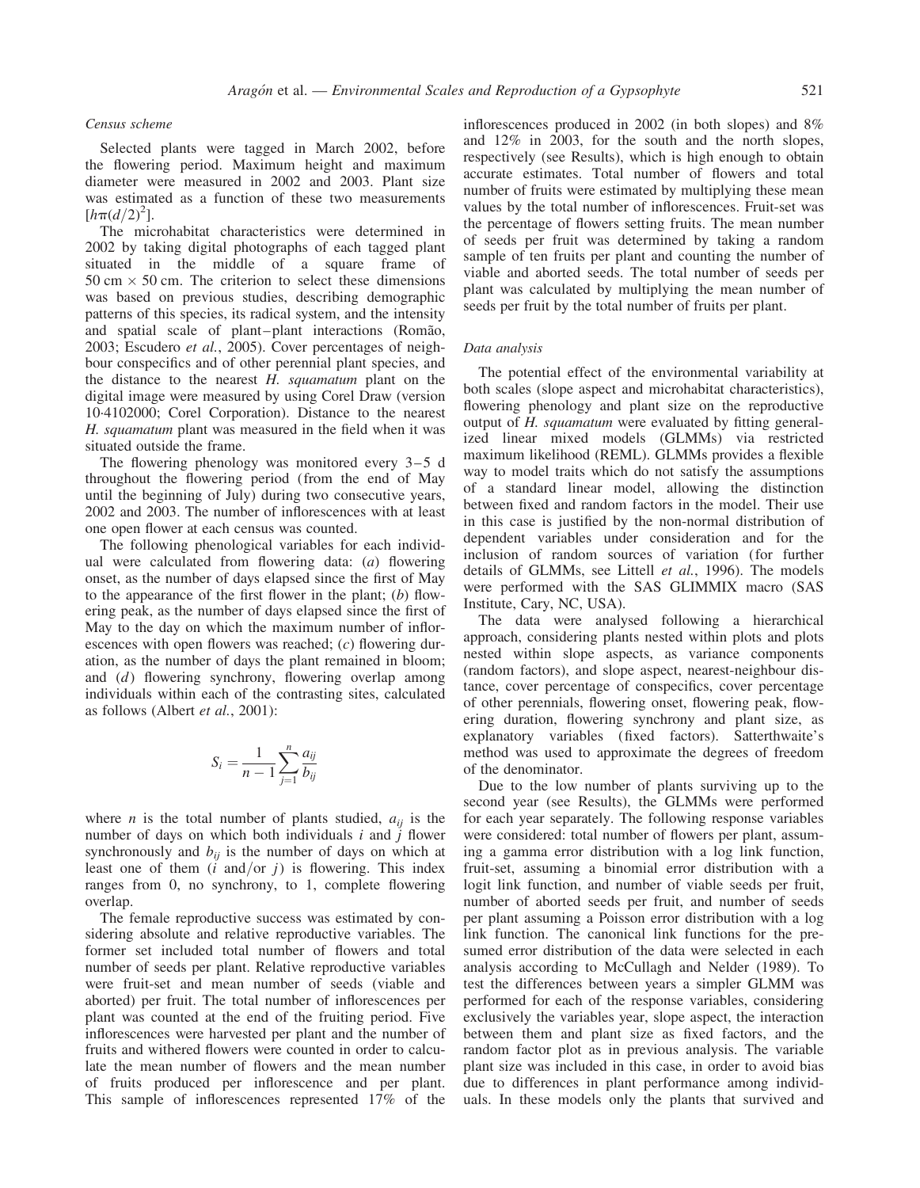### *Census scheme*

Selected plants were tagged in March 2002, before the flowering period. Maximum height and maximum diameter were measured in 2002 and 2003. Plant size was estimated as a function of these two measurements [$h\pi(d/2)^2$].

The microhabitat characteristics were determined in 2002 by taking digital photographs of each tagged plant situated in the middle of a square frame of 50 cm × 50 cm. The criterion to select these dimensions was based on previous studies, describing demographic patterns of this species, its radical system, and the intensity and spatial scale of plant–plant interactions (Romão, 2003; Escudero *et al.*, 2005). Cover percentages of neighbour conspecifics and of other perennial plant species, and the distance to the nearest *H. squamatum* plant on the digital image were measured by using Corel Draw (version 10·4102000; Corel Corporation). Distance to the nearest *H. squamatum* plant was measured in the field when it was situated outside the frame.

The flowering phenology was monitored every 3–5 d throughout the flowering period (from the end of May until the beginning of July) during two consecutive years, 2002 and 2003. The number of inflorescences with at least one open flower at each census was counted.

The following phenological variables for each individual were calculated from flowering data: (*a*) flowering onset, as the number of days elapsed since the first of May to the appearance of the first flower in the plant; (*b*) flowering peak, as the number of days elapsed since the first of May to the day on which the maximum number of inflorescences with open flowers was reached; (*c*) flowering duration, as the number of days the plant remained in bloom; and (*d*) flowering synchrony, flowering overlap among individuals within each of the contrasting sites, calculated as follows (Albert *et al.*, 2001):

$$S_i = \frac{1}{n-1}\sum_{j=1}^{n}\frac{a_{ij}}{b_{ij}}$$

where $n$ is the total number of plants studied, $a_{ij}$ is the number of days on which both individuals $i$ and $j$ flower synchronously and $b_{ij}$ is the number of days on which at least one of them ($i$ and/or $j$) is flowering. This index ranges from 0, no synchrony, to 1, complete flowering overlap.

The female reproductive success was estimated by considering absolute and relative reproductive variables. The former set included total number of flowers and total number of seeds per plant. Relative reproductive variables were fruit-set and mean number of seeds (viable and aborted) per fruit. The total number of inflorescences per plant was counted at the end of the fruiting period. Five inflorescences were harvested per plant and the number of fruits and withered flowers were counted in order to calculate the mean number of flowers and the mean number of fruits produced per inflorescence and per plant. This sample of inflorescences represented 17% of the inflorescences produced in 2002 (in both slopes) and 8% and 12% in 2003, for the south and the north slopes, respectively (see Results), which is high enough to obtain accurate estimates. Total number of flowers and total number of fruits were estimated by multiplying these mean values by the total number of inflorescences. Fruit-set was the percentage of flowers setting fruits. The mean number of seeds per fruit was determined by taking a random sample of ten fruits per plant and counting the number of viable and aborted seeds. The total number of seeds per plant was calculated by multiplying the mean number of seeds per fruit by the total number of fruits per plant.

### *Data analysis*

The potential effect of the environmental variability at both scales (slope aspect and microhabitat characteristics), flowering phenology and plant size on the reproductive output of *H. squamatum* were evaluated by fitting generalized linear mixed models (GLMMs) via restricted maximum likelihood (REML). GLMMs provides a flexible way to model traits which do not satisfy the assumptions of a standard linear model, allowing the distinction between fixed and random factors in the model. Their use in this case is justified by the non-normal distribution of dependent variables under consideration and for the inclusion of random sources of variation (for further details of GLMMs, see Littell *et al.*, 1996). The models were performed with the SAS GLIMMIX macro (SAS Institute, Cary, NC, USA).

The data were analysed following a hierarchical approach, considering plants nested within plots and plots nested within slope aspects, as variance components (random factors), and slope aspect, nearest-neighbour distance, cover percentage of conspecifics, cover percentage of other perennials, flowering onset, flowering peak, flowering duration, flowering synchrony and plant size, as explanatory variables (fixed factors). Satterthwaite's method was used to approximate the degrees of freedom of the denominator.

Due to the low number of plants surviving up to the second year (see Results), the GLMMs were performed for each year separately. The following response variables were considered: total number of flowers per plant, assuming a gamma error distribution with a log link function, fruit-set, assuming a binomial error distribution with a logit link function, and number of viable seeds per fruit, number of aborted seeds per fruit, and number of seeds per plant assuming a Poisson error distribution with a log link function. The canonical link functions for the presumed error distribution of the data were selected in each analysis according to McCullagh and Nelder (1989). To test the differences between years a simpler GLMM was performed for each of the response variables, considering exclusively the variables year, slope aspect, the interaction between them and plant size as fixed factors, and the random factor plot as in previous analysis. The variable plant size was included in this case, in order to avoid bias due to differences in plant performance among individuals. In these models only the plants that survived and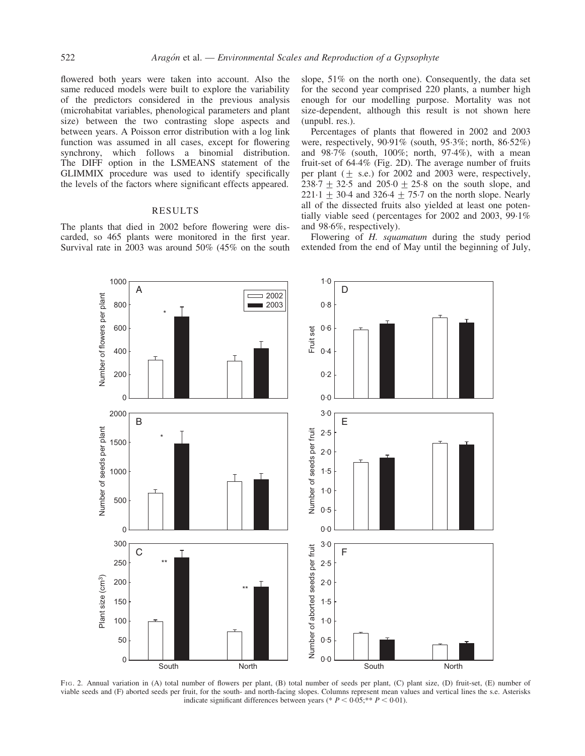flowered both years were taken into account. Also the same reduced models were built to explore the variability of the predictors considered in the previous analysis (microhabitat variables, phenological parameters and plant size) between the two contrasting slope aspects and between years. A Poisson error distribution with a log link function was assumed in all cases, except for flowering synchrony, which follows a binomial distribution. The DIFF option in the LSMEANS statement of the GLIMMIX procedure was used to identify specifically the levels of the factors where significant effects appeared.

## RESULTS

The plants that died in 2002 before flowering were discarded, so 465 plants were monitored in the first year. Survival rate in 2003 was around 50% (45% on the south slope, 51% on the north one). Consequently, the data set for the second year comprised 220 plants, a number high enough for our modelling purpose. Mortality was not size-dependent, although this result is not shown here (unpubl. res.).

Percentages of plants that flowered in 2002 and 2003 were, respectively, 90·91% (south, 95·3%; north, 86·52%) and 98·7% (south, 100%; north, 97·4%), with a mean fruit-set of 64·4% (Fig. 2D). The average number of fruits per plant ($\pm$ s.e.) for 2002 and 2003 were, respectively, $238{\cdot}7 \pm 32{\cdot}5$ and $205{\cdot}0 \pm 25{\cdot}8$ on the south slope, and $221{\cdot}1 \pm 30{\cdot}4$ and $326{\cdot}4 \pm 75{\cdot}7$ on the north slope. Nearly all of the dissected fruits also yielded at least one potentially viable seed (percentages for 2002 and 2003, 99·1% and 98·6%, respectively).

Flowering of *H. squamatum* during the study period extended from the end of May until the beginning of July,

Fig. 2. Annual variation in (A) total number of flowers per plant, (B) total number of seeds per plant, (C) plant size, (D) fruit-set, (E) number of viable seeds and (F) aborted seeds per fruit, for the south- and north-facing slopes. Columns represent mean values and vertical lines the s.e. Asterisks indicate significant differences between years (* $P < 0{\cdot}05$;** $P < 0{\cdot}01$).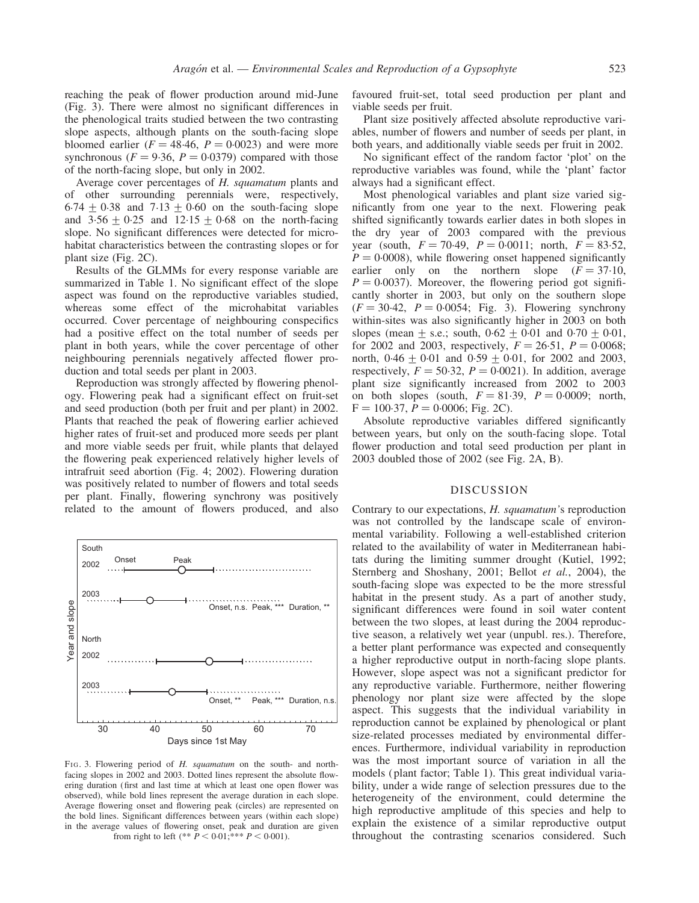reaching the peak of flower production around mid-June (Fig. 3). There were almost no significant differences in the phenological traits studied between the two contrasting slope aspects, although plants on the south-facing slope bloomed earlier ($F = 48{\cdot}46$, $P = 0{\cdot}0023$) and were more synchronous ($F = 9{\cdot}36$, $P = 0{\cdot}0379$) compared with those of the north-facing slope, but only in 2002.

Average cover percentages of *H. squamatum* plants and of other surrounding perennials were, respectively, $6{\cdot}74 \pm 0{\cdot}38$ and $7{\cdot}13 \pm 0{\cdot}60$ on the south-facing slope and $3{\cdot}56 \pm 0{\cdot}25$ and $12{\cdot}15 \pm 0{\cdot}68$ on the north-facing slope. No significant differences were detected for microhabitat characteristics between the contrasting slopes or for plant size (Fig. 2C).

Results of the GLMMs for every response variable are summarized in Table 1. No significant effect of the slope aspect was found on the reproductive variables studied, whereas some effect of the microhabitat variables occurred. Cover percentage of neighbouring conspecifics had a positive effect on the total number of seeds per plant in both years, while the cover percentage of other neighbouring perennials negatively affected flower production and total seeds per plant in 2003.

Reproduction was strongly affected by flowering phenology. Flowering peak had a significant effect on fruit-set and seed production (both per fruit and per plant) in 2002. Plants that reached the peak of flowering earlier achieved higher rates of fruit-set and produced more seeds per plant and more viable seeds per fruit, while plants that delayed the flowering peak experienced relatively higher levels of intrafruit seed abortion (Fig. 4; 2002). Flowering duration was positively related to number of flowers and total seeds per plant. Finally, flowering synchrony was positively related to the amount of flowers produced, and also favoured fruit-set, total seed production per plant and viable seeds per fruit.

Plant size positively affected absolute reproductive variables, number of flowers and number of seeds per plant, in both years, and additionally viable seeds per fruit in 2002.

No significant effect of the random factor 'plot' on the reproductive variables was found, while the 'plant' factor always had a significant effect.

Most phenological variables and plant size varied significantly from one year to the next. Flowering peak shifted significantly towards earlier dates in both slopes in the dry year of 2003 compared with the previous year (south, $F = 70{\cdot}49$, $P = 0{\cdot}0011$; north, $F = 83{\cdot}52$, $P = 0{\cdot}0008$), while flowering onset happened significantly earlier only on the northern slope ($F = 37{\cdot}10$, $P = 0{\cdot}0037$). Moreover, the flowering period got significantly shorter in 2003, but only on the southern slope ($F = 30{\cdot}42$, $P = 0{\cdot}0054$; Fig. 3). Flowering synchrony within-sites was also significantly higher in 2003 on both slopes (mean $\pm$ s.e.; south, $0{\cdot}62 \pm 0{\cdot}01$ and $0{\cdot}70 \pm 0{\cdot}01$, for 2002 and 2003, respectively, $F = 26{\cdot}51$, $P = 0{\cdot}0068$; north, $0{\cdot}46 \pm 0{\cdot}01$ and $0{\cdot}59 \pm 0{\cdot}01$, for 2002 and 2003, respectively, $F = 50{\cdot}32$, $P = 0{\cdot}0021$). In addition, average plant size significantly increased from 2002 to 2003 on both slopes (south, $F = 81{\cdot}39$, $P = 0{\cdot}0009$; north, $F = 100{\cdot}37$, $P = 0{\cdot}0006$; Fig. 2C).

Absolute reproductive variables differed significantly between years, but only on the south-facing slope. Total flower production and total seed production per plant in 2003 doubled those of 2002 (see Fig. 2A, B).

FIG. 3. Flowering period of *H. squamatum* on the south- and north-facing slopes in 2002 and 2003. Dotted lines represent the absolute flowering duration (first and last time at which at least one open flower was observed), while bold lines represent the average duration in each slope. Average flowering onset and flowering peak (circles) are represented on the bold lines. Significant differences between years (within each slope) in the average values of flowering onset, peak and duration are given from right to left (** $P < 0{\cdot}01$;*** $P < 0{\cdot}001$).

## DISCUSSION

Contrary to our expectations, *H. squamatum*'s reproduction was not controlled by the landscape scale of environmental variability. Following a well-established criterion related to the availability of water in Mediterranean habitats during the limiting summer drought (Kutiel, 1992; Sternberg and Shoshany, 2001; Bellot *et al.*, 2004), the south-facing slope was expected to be the more stressful habitat in the present study. As a part of another study, significant differences were found in soil water content between the two slopes, at least during the 2004 reproductive season, a relatively wet year (unpubl. res.). Therefore, a better plant performance was expected and consequently a higher reproductive output in north-facing slope plants. However, slope aspect was not a significant predictor for any reproductive variable. Furthermore, neither flowering phenology nor plant size were affected by the slope aspect. This suggests that the individual variability in reproduction cannot be explained by phenological or plant size-related processes mediated by environmental differences. Furthermore, individual variability in reproduction was the most important source of variation in all the models (plant factor; Table 1). This great individual variability, under a wide range of selection pressures due to the heterogeneity of the environment, could determine the high reproductive amplitude of this species and help to explain the existence of a similar reproductive output throughout the contrasting scenarios considered. Such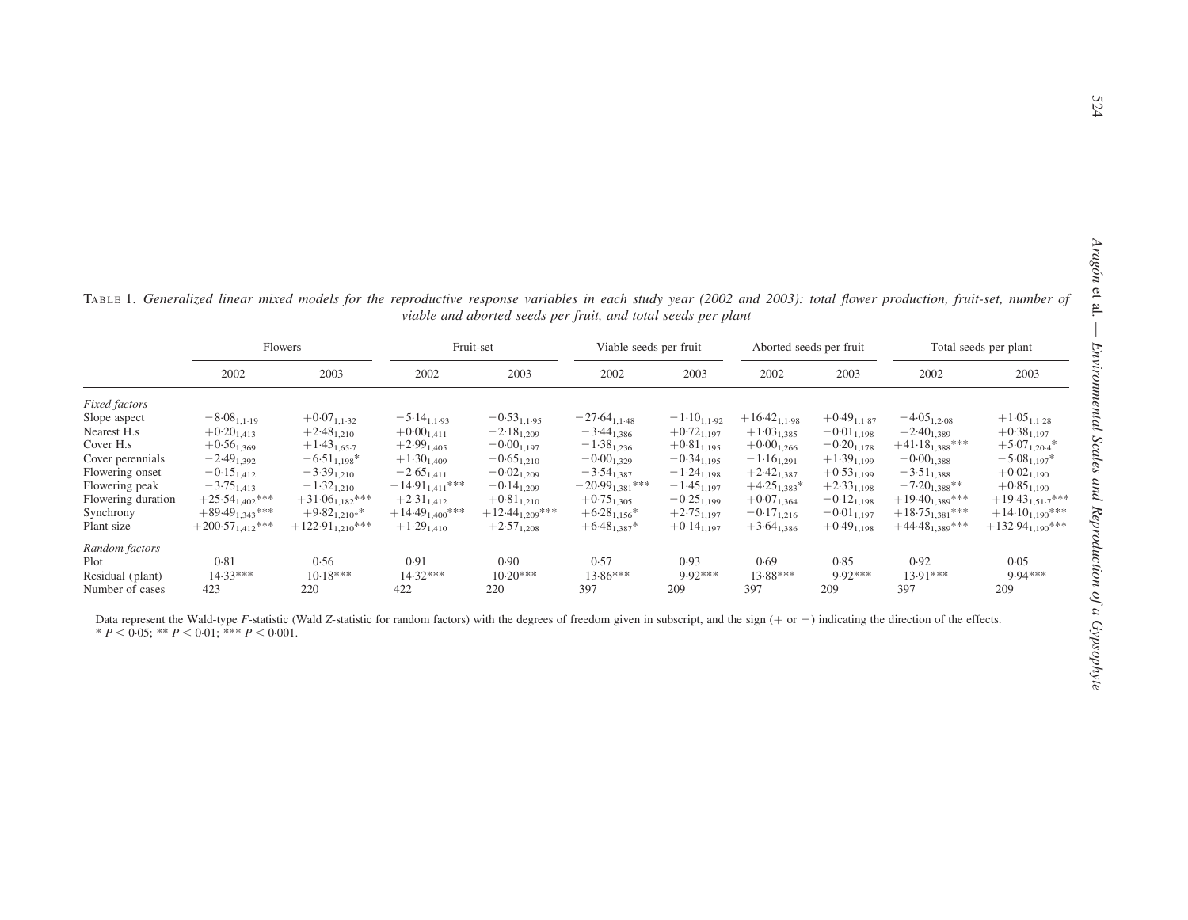TABLE 1. *Generalized linear mixed models for the reproductive response variables in each study year (2002 and 2003): total flower production, fruit-set, number of viable and aborted seeds per fruit, and total seeds per plant*

| | Flowers | | Fruit-set | | Viable seeds per fruit | | Aborted seeds per fruit | | Total seeds per plant | |
|---|---|---|---|---|---|---|---|---|---|---|
| | 2002 | 2003 | 2002 | 2003 | 2002 | 2003 | 2002 | 2003 | 2002 | 2003 |
| *Fixed factors* | | | | | | | | | | |
| Slope aspect | $-8{\cdot}08_{1,1{\cdot}19}$ | $+0{\cdot}07_{1,1{\cdot}32}$ | $-5{\cdot}14_{1,1{\cdot}93}$ | $-0{\cdot}53_{1,1{\cdot}95}$ | $-27{\cdot}64_{1,1{\cdot}48}$ | $-1{\cdot}10_{1,1{\cdot}92}$ | $+16{\cdot}42_{1,1{\cdot}98}$ | $+0{\cdot}49_{1,1{\cdot}87}$ | $-4{\cdot}05_{1,2{\cdot}08}$ | $+1{\cdot}05_{1,1{\cdot}28}$ |
| Nearest H.s | $+0{\cdot}20_{1,413}$ | $+2{\cdot}48_{1,210}$ | $+0{\cdot}00_{1,411}$ | $-2{\cdot}18_{1,209}$ | $-3{\cdot}44_{1,386}$ | $+0{\cdot}72_{1,197}$ | $+1{\cdot}03_{1,385}$ | $-0{\cdot}01_{1,198}$ | $+2{\cdot}40_{1,389}$ | $+0{\cdot}38_{1,197}$ |
| Cover H.s | $+0{\cdot}56_{1,369}$ | $+1{\cdot}43_{1,65{\cdot}7}$ | $+2{\cdot}99_{1,405}$ | $-0{\cdot}00_{1,197}$ | $-1{\cdot}38_{1,236}$ | $+0{\cdot}81_{1,195}$ | $+0{\cdot}00_{1,266}$ | $-0{\cdot}20_{1,178}$ | $+41{\cdot}18_{1,388}$*** | $+5{\cdot}07_{1,20{\cdot}4}$* |
| Cover perennials | $-2{\cdot}49_{1,392}$ | $-6{\cdot}51_{1,198}$* | $+1{\cdot}30_{1,409}$ | $-0{\cdot}65_{1,210}$ | $-0{\cdot}00_{1,329}$ | $-0{\cdot}34_{1,195}$ | $-1{\cdot}16_{1,291}$ | $+1{\cdot}39_{1,199}$ | $-0{\cdot}00_{1,388}$ | $-5{\cdot}08_{1,197}$* |
| Flowering onset | $-0{\cdot}15_{1,412}$ | $-3{\cdot}39_{1,210}$ | $-2{\cdot}65_{1,411}$ | $-0{\cdot}02_{1,209}$ | $-3{\cdot}54_{1,387}$ | $-1{\cdot}24_{1,198}$ | $+2{\cdot}42_{1,387}$ | $+0{\cdot}53_{1,199}$ | $-3{\cdot}51_{1,388}$ | $+0{\cdot}02_{1,190}$ |
| Flowering peak | $-3{\cdot}75_{1,413}$ | $-1{\cdot}32_{1,210}$ | $-14{\cdot}91_{1,411}$*** | $-0{\cdot}14_{1,209}$ | $-20{\cdot}99_{1,381}$*** | $-1{\cdot}45_{1,197}$ | $+4{\cdot}25_{1,383}$* | $+2{\cdot}33_{1,198}$ | $-7{\cdot}20_{1,388}$** | $+0{\cdot}85_{1,190}$ |
| Flowering duration | $+25{\cdot}54_{1,402}$*** | $+31{\cdot}06_{1,182}$*** | $+2{\cdot}31_{1,412}$ | $+0{\cdot}81_{1,210}$ | $+0{\cdot}75_{1,305}$ | $-0{\cdot}25_{1,199}$ | $+0{\cdot}07_{1,364}$ | $-0{\cdot}12_{1,198}$ | $+19{\cdot}40_{1,389}$*** | $+19{\cdot}43_{1,51{\cdot}7}$*** |
| Synchrony | $+89{\cdot}49_{1,343}$*** | $+9{\cdot}82_{1,210}$* | $+14{\cdot}49_{1,400}$*** | $+12{\cdot}44_{1,209}$*** | $+6{\cdot}28_{1,156}$* | $+2{\cdot}75_{1,197}$ | $-0{\cdot}17_{1,216}$ | $-0{\cdot}01_{1,197}$ | $+18{\cdot}75_{1,381}$*** | $+14{\cdot}10_{1,190}$*** |
| Plant size | $+200{\cdot}57_{1,412}$*** | $+122{\cdot}91_{1,210}$*** | $+1{\cdot}29_{1,410}$ | $+2{\cdot}57_{1,208}$ | $+6{\cdot}48_{1,387}$* | $+0{\cdot}14_{1,197}$ | $+3{\cdot}64_{1,386}$ | $+0{\cdot}49_{1,198}$ | $+44{\cdot}48_{1,389}$*** | $+132{\cdot}94_{1,190}$*** |
| *Random factors* | | | | | | | | | | |
| Plot | 0·81 | 0·56 | 0·91 | 0·90 | 0·57 | 0·93 | 0·69 | 0·85 | 0·92 | 0·05 |
| Residual (plant) | 14·33*** | 10·18*** | 14·32*** | 10·20*** | 13·86*** | 9·92*** | 13·88*** | 9·92*** | 13·91*** | 9·94*** |
| Number of cases | 423 | 220 | 422 | 220 | 397 | 209 | 397 | 209 | 397 | 209 |

Data represent the Wald-type *F*-statistic (Wald *Z*-statistic for random factors) with the degrees of freedom given in subscript, and the sign (+ or −) indicating the direction of the effects.
* $P < 0{\cdot}05$; ** $P < 0{\cdot}01$; *** $P < 0{\cdot}001$.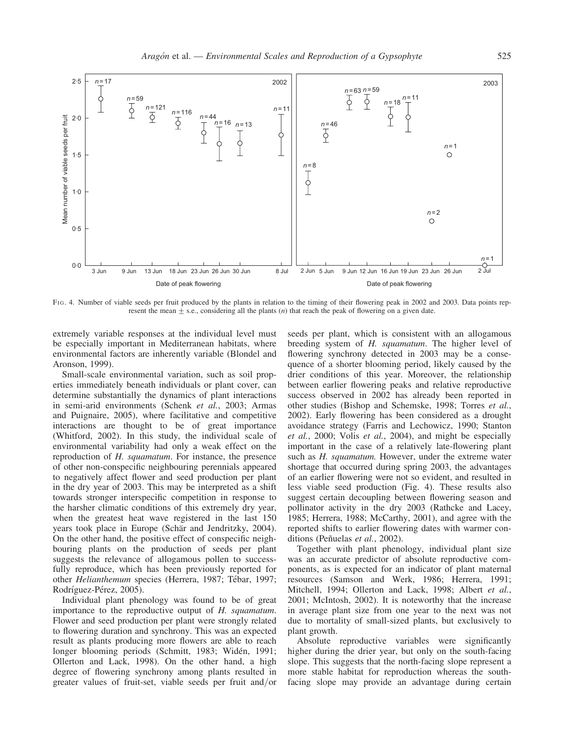FIG. 4. Number of viable seeds per fruit produced by the plants in relation to the timing of their flowering peak in 2002 and 2003. Data points represent the mean ± s.e., considering all the plants ($n$) that reach the peak of flowering on a given date.

extremely variable responses at the individual level must be especially important in Mediterranean habitats, where environmental factors are inherently variable (Blondel and Aronson, 1999).

Small-scale environmental variation, such as soil properties immediately beneath individuals or plant cover, can determine substantially the dynamics of plant interactions in semi-arid environments (Schenk *et al.*, 2003; Armas and Puignaire, 2005), where facilitative and competitive interactions are thought to be of great importance (Whitford, 2002). In this study, the individual scale of environmental variability had only a weak effect on the reproduction of *H. squamatum*. For instance, the presence of other non-conspecific neighbouring perennials appeared to negatively affect flower and seed production per plant in the dry year of 2003. This may be interpreted as a shift towards stronger interspecific competition in response to the harsher climatic conditions of this extremely dry year, when the greatest heat wave registered in the last 150 years took place in Europe (Schär and Jendritzky, 2004). On the other hand, the positive effect of conspecific neighbouring plants on the production of seeds per plant suggests the relevance of allogamous pollen to successfully reproduce, which has been previously reported for other *Helianthemum* species (Herrera, 1987; Tébar, 1997; Rodríguez-Pérez, 2005).

Individual plant phenology was found to be of great importance to the reproductive output of *H. squamatum*. Flower and seed production per plant were strongly related to flowering duration and synchrony. This was an expected result as plants producing more flowers are able to reach longer blooming periods (Schmitt, 1983; Widén, 1991; Ollerton and Lack, 1998). On the other hand, a high degree of flowering synchrony among plants resulted in greater values of fruit-set, viable seeds per fruit and/or seeds per plant, which is consistent with an allogamous breeding system of *H. squamatum*. The higher level of flowering synchrony detected in 2003 may be a consequence of a shorter blooming period, likely caused by the drier conditions of this year. Moreover, the relationship between earlier flowering peaks and relative reproductive success observed in 2002 has already been reported in other studies (Bishop and Schemske, 1998; Torres *et al.*, 2002). Early flowering has been considered as a drought avoidance strategy (Farris and Lechowicz, 1990; Stanton *et al.*, 2000; Volis *et al.*, 2004), and might be especially important in the case of a relatively late-flowering plant such as *H. squamatum.* However, under the extreme water shortage that occurred during spring 2003, the advantages of an earlier flowering were not so evident, and resulted in less viable seed production (Fig. 4). These results also suggest certain decoupling between flowering season and pollinator activity in the dry 2003 (Rathcke and Lacey, 1985; Herrera, 1988; McCarthy, 2001), and agree with the reported shifts to earlier flowering dates with warmer conditions (Peñuelas *et al.*, 2002).

Together with plant phenology, individual plant size was an accurate predictor of absolute reproductive components, as is expected for an indicator of plant maternal resources (Samson and Werk, 1986; Herrera, 1991; Mitchell, 1994; Ollerton and Lack, 1998; Albert *et al.*, 2001; McIntosh, 2002). It is noteworthy that the increase in average plant size from one year to the next was not due to mortality of small-sized plants, but exclusively to plant growth.

Absolute reproductive variables were significantly higher during the drier year, but only on the south-facing slope. This suggests that the north-facing slope represent a more stable habitat for reproduction whereas the south-facing slope may provide an advantage during certain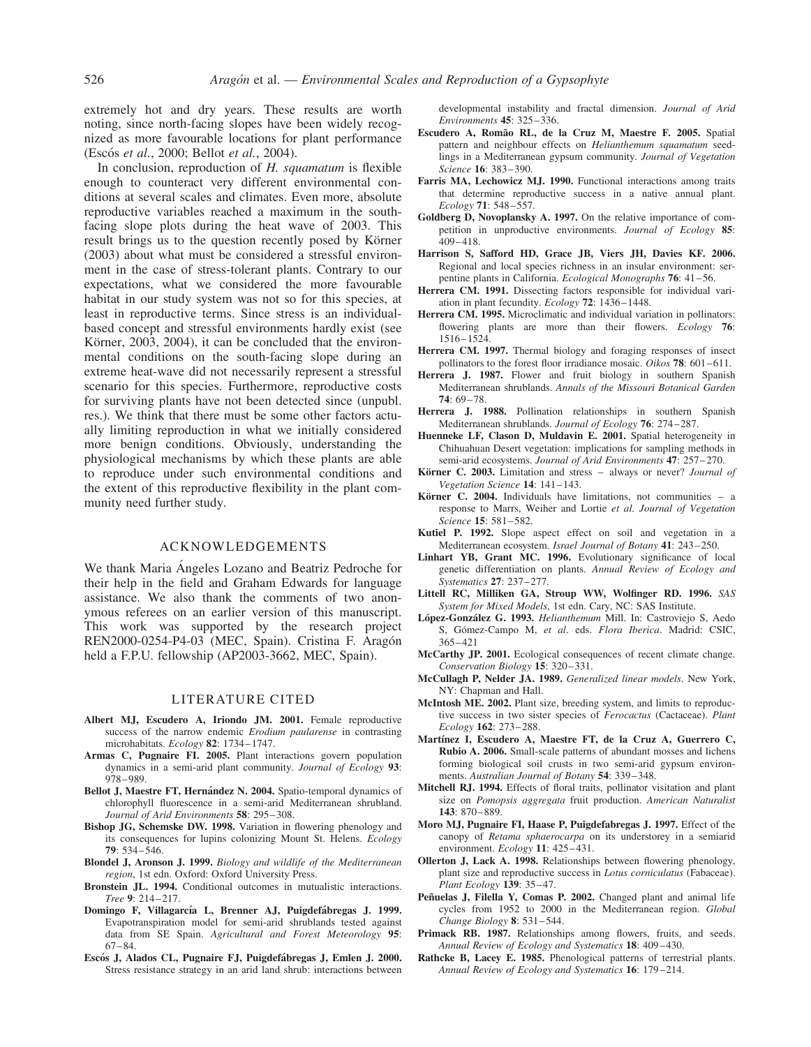extremely hot and dry years. These results are worth noting, since north-facing slopes have been widely recognized as more favourable locations for plant performance (Escós *et al.*, 2000; Bellot *et al.*, 2004).

In conclusion, reproduction of *H. squamatum* is flexible enough to counteract very different environmental conditions at several scales and climates. Even more, absolute reproductive variables reached a maximum in the south-facing slope plots during the heat wave of 2003. This result brings us to the question recently posed by Körner (2003) about what must be considered a stressful environment in the case of stress-tolerant plants. Contrary to our expectations, what we considered the more favourable habitat in our study system was not so for this species, at least in reproductive terms. Since stress is an individual-based concept and stressful environments hardly exist (see Körner, 2003, 2004), it can be concluded that the environmental conditions on the south-facing slope during an extreme heat-wave did not necessarily represent a stressful scenario for this species. Furthermore, reproductive costs for surviving plants have not been detected since (unpubl. res.). We think that there must be some other factors actually limiting reproduction in what we initially considered more benign conditions. Obviously, understanding the physiological mechanisms by which these plants are able to reproduce under such environmental conditions and the extent of this reproductive flexibility in the plant community need further study.

## ACKNOWLEDGEMENTS

We thank Maria Ángeles Lozano and Beatriz Pedroche for their help in the field and Graham Edwards for language assistance. We also thank the comments of two anonymous referees on an earlier version of this manuscript. This work was supported by the research project REN2000-0254-P4-03 (MEC, Spain). Cristina F. Aragón held a F.P.U. fellowship (AP2003-3662, MEC, Spain).

## LITERATURE CITED

**Albert MJ, Escudero A, Iriondo JM. 2001.** Female reproductive success of the narrow endemic *Erodium paularense* in contrasting microhabitats. *Ecology* **82**: 1734–1747.

**Armas C, Pugnaire FI. 2005.** Plant interactions govern population dynamics in a semi-arid plant community. *Journal of Ecology* **93**: 978–989.

**Bellot J, Maestre FT, Hernández N. 2004.** Spatio-temporal dynamics of chlorophyll fluorescence in a semi-arid Mediterranean shrubland. *Journal of Arid Environments* **58**: 295–308.

**Bishop JG, Schemske DW. 1998.** Variation in flowering phenology and its consequences for lupins colonizing Mount St. Helens. *Ecology* **79**: 534–546.

**Blondel J, Aronson J. 1999.** *Biology and wildlife of the Mediterranean region*, 1st edn. Oxford: Oxford University Press.

**Bronstein JL. 1994.** Conditional outcomes in mutualistic interactions. *Tree* **9**: 214–217.

**Domingo F, Villagarcía L, Brenner AJ, Puigdefábregas J. 1999.** Evapotranspiration model for semi-arid shrublands tested against data from SE Spain. *Agricultural and Forest Meteorology* **95**: 67–84.

**Escós J, Alados CL, Pugnaire FJ, Puigdefábregas J, Emlen J. 2000.** Stress resistance strategy in an arid land shrub: interactions between developmental instability and fractal dimension. *Journal of Arid Environments* **45**: 325–336.

**Escudero A, Romão RL, de la Cruz M, Maestre F. 2005.** Spatial pattern and neighbour effects on *Helianthemum squamatum* seedlings in a Mediterranean gypsum community. *Journal of Vegetation Science* **16**: 383–390.

**Farris MA, Lechowicz MJ. 1990.** Functional interactions among traits that determine reproductive success in a native annual plant. *Ecology* **71**: 548–557.

**Goldberg D, Novoplansky A. 1997.** On the relative importance of competition in unproductive environments. *Journal of Ecology* **85**: 409–418.

**Harrison S, Safford HD, Grace JB, Viers JH, Davies KF. 2006.** Regional and local species richness in an insular environment: serpentine plants in California. *Ecological Monographs* **76**: 41–56.

**Herrera CM. 1991.** Dissecting factors responsible for individual variation in plant fecundity. *Ecology* **72**: 1436–1448.

**Herrera CM. 1995.** Microclimatic and individual variation in pollinators: flowering plants are more than their flowers. *Ecology* **76**: 1516–1524.

**Herrera CM. 1997.** Thermal biology and foraging responses of insect pollinators to the forest floor irradiance mosaic. *Oikos* **78**: 601–611.

**Herrera J. 1987.** Flower and fruit biology in southern Spanish Mediterranean shrublands. *Annals of the Missouri Botanical Garden* **74**: 69–78.

**Herrera J. 1988.** Pollination relationships in southern Spanish Mediterranean shrublands. *Journal of Ecology* **76**: 274–287.

**Huenneke LF, Clason D, Muldavin E. 2001.** Spatial heterogeneity in Chihuahuan Desert vegetation: implications for sampling methods in semi-arid ecosystems. *Journal of Arid Environments* **47**: 257–270.

**Körner C. 2003.** Limitation and stress – always or never? *Journal of Vegetation Science* **14**: 141–143.

**Körner C. 2004.** Individuals have limitations, not communities – a response to Marrs, Weiher and Lortie *et al. Journal of Vegetation Science* **15**: 581–582.

**Kutiel P. 1992.** Slope aspect effect on soil and vegetation in a Mediterranean ecosystem. *Israel Journal of Botany* **41**: 243–250.

**Linhart YB, Grant MC. 1996.** Evolutionary significance of local genetic differentiation on plants. *Annual Review of Ecology and Systematics* **27**: 237–277.

**Littell RC, Milliken GA, Stroup WW, Wolfinger RD. 1996.** *SAS System for Mixed Models*, 1st edn. Cary, NC: SAS Institute.

**López-González G. 1993.** *Helianthemum* Mill. In: Castroviejo S, Aedo S, Gómez-Campo M, *et al*. eds. *Flora Iberica*. Madrid: CSIC, 365–421

**McCarthy JP. 2001.** Ecological consequences of recent climate change. *Conservation Biology* **15**: 320–331.

**McCullagh P, Nelder JA. 1989.** *Generalized linear models*. New York, NY: Chapman and Hall.

**McIntosh ME. 2002.** Plant size, breeding system, and limits to reproductive success in two sister species of *Ferocactus* (Cactaceae). *Plant Ecology* **162**: 273–288.

**Martínez I, Escudero A, Maestre FT, de la Cruz A, Guerrero C, Rubio A. 2006.** Small-scale patterns of abundant mosses and lichens forming biological soil crusts in two semi-arid gypsum environments. *Australian Journal of Botany* **54**: 339–348.

**Mitchell RJ. 1994.** Effects of floral traits, pollinator visitation and plant size on *Pomopsis aggregata* fruit production. *American Naturalist* **143**: 870–889.

**Moro MJ, Pugnaire FI, Haase P, Puigdefabregas J. 1997.** Effect of the canopy of *Retama sphaerocarpa* on its understorey in a semiarid environment. *Ecology* **11**: 425–431.

**Ollerton J, Lack A. 1998.** Relationships between flowering phenology, plant size and reproductive success in *Lotus corniculatus* (Fabaceae). *Plant Ecology* **139**: 35–47.

**Peñuelas J, Filella Y, Comas P. 2002.** Changed plant and animal life cycles from 1952 to 2000 in the Mediterranean region. *Global Change Biology* **8**: 531–544.

**Primack RB. 1987.** Relationships among flowers, fruits, and seeds. *Annual Review of Ecology and Systematics* **18**: 409–430.

**Rathcke B, Lacey E. 1985.** Phenological patterns of terrestrial plants. *Annual Review of Ecology and Systematics* **16**: 179–214.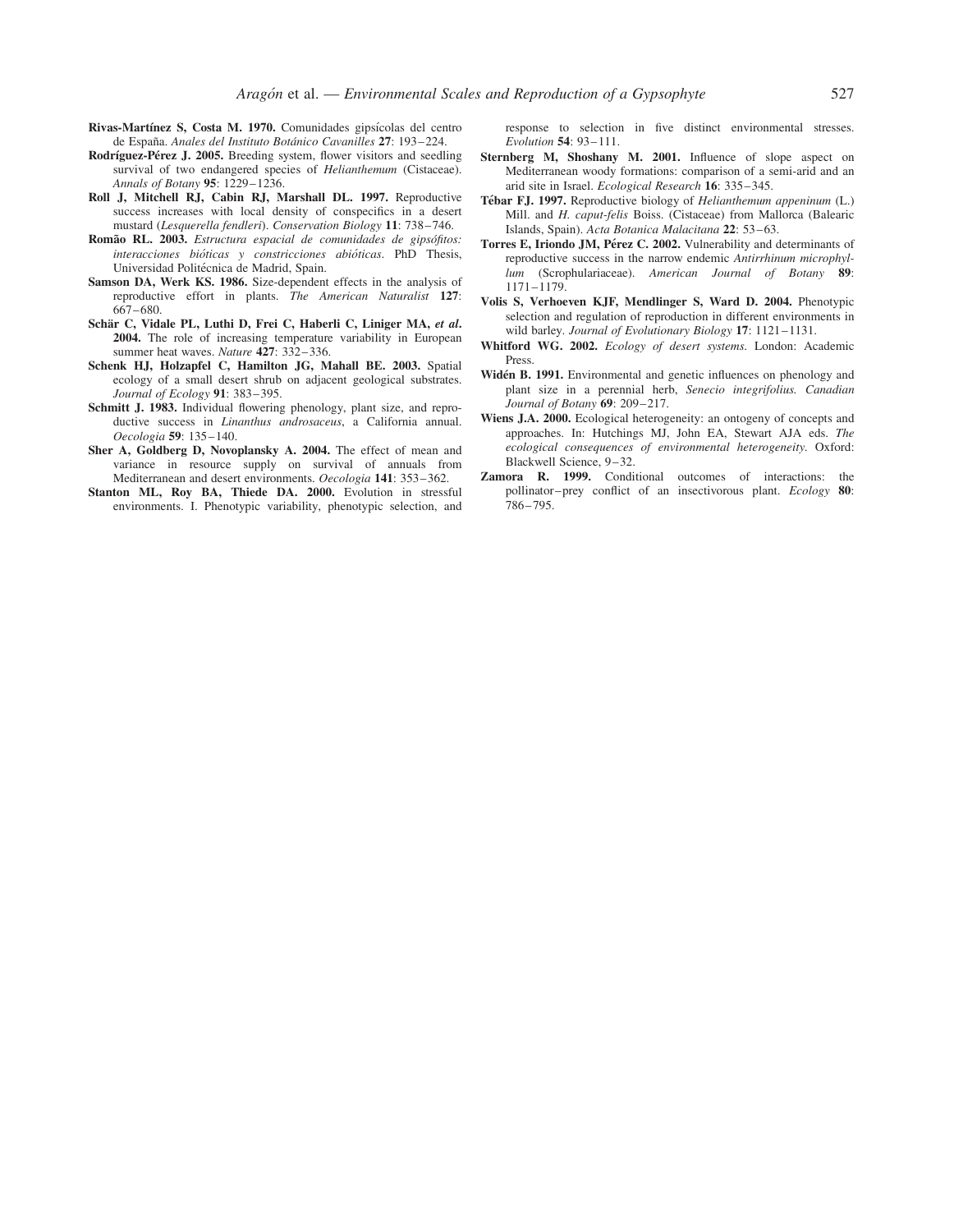**Rivas-Martínez S, Costa M. 1970.** Comunidades gipsícolas del centro de España. *Anales del Instituto Botánico Cavanilles* **27**: 193–224.

**Rodríguez-Pérez J. 2005.** Breeding system, flower visitors and seedling survival of two endangered species of *Helianthemum* (Cistaceae). *Annals of Botany* **95**: 1229–1236.

**Roll J, Mitchell RJ, Cabin RJ, Marshall DL. 1997.** Reproductive success increases with local density of conspecifics in a desert mustard (*Lesquerella fendleri*). *Conservation Biology* **11**: 738–746.

**Romão RL. 2003.** *Estructura espacial de comunidades de gipsófitos: interacciones bióticas y constricciones abióticas*. PhD Thesis, Universidad Politécnica de Madrid, Spain.

**Samson DA, Werk KS. 1986.** Size-dependent effects in the analysis of reproductive effort in plants. *The American Naturalist* **127**: 667–680.

**Schär C, Vidale PL, Luthi D, Frei C, Haberli C, Liniger MA, *et al*. 2004.** The role of increasing temperature variability in European summer heat waves. *Nature* **427**: 332–336.

**Schenk HJ, Holzapfel C, Hamilton JG, Mahall BE. 2003.** Spatial ecology of a small desert shrub on adjacent geological substrates. *Journal of Ecology* **91**: 383–395.

**Schmitt J. 1983.** Individual flowering phenology, plant size, and reproductive success in *Linanthus androsaceus*, a California annual. *Oecologia* **59**: 135–140.

**Sher A, Goldberg D, Novoplansky A. 2004.** The effect of mean and variance in resource supply on survival of annuals from Mediterranean and desert environments. *Oecologia* **141**: 353–362.

**Stanton ML, Roy BA, Thiede DA. 2000.** Evolution in stressful environments. I. Phenotypic variability, phenotypic selection, and response to selection in five distinct environmental stresses. *Evolution* **54**: 93–111.

**Sternberg M, Shoshany M. 2001.** Influence of slope aspect on Mediterranean woody formations: comparison of a semi-arid and an arid site in Israel. *Ecological Research* **16**: 335–345.

**Tébar FJ. 1997.** Reproductive biology of *Helianthemum appeninum* (L.) Mill. and *H. caput-felis* Boiss. (Cistaceae) from Mallorca (Balearic Islands, Spain). *Acta Botanica Malacitana* **22**: 53–63.

**Torres E, Iriondo JM, Pérez C. 2002.** Vulnerability and determinants of reproductive success in the narrow endemic *Antirrhinum microphyllum* (Scrophulariaceae). *American Journal of Botany* **89**: 1171–1179.

**Volis S, Verhoeven KJF, Mendlinger S, Ward D. 2004.** Phenotypic selection and regulation of reproduction in different environments in wild barley. *Journal of Evolutionary Biology* **17**: 1121–1131.

**Whitford WG. 2002.** *Ecology of desert systems*. London: Academic Press.

**Widén B. 1991.** Environmental and genetic influences on phenology and plant size in a perennial herb, *Senecio integrifolius. Canadian Journal of Botany* **69**: 209–217.

**Wiens J.A. 2000.** Ecological heterogeneity: an ontogeny of concepts and approaches. In: Hutchings MJ, John EA, Stewart AJA eds. *The ecological consequences of environmental heterogeneity*. Oxford: Blackwell Science, 9–32.

**Zamora R. 1999.** Conditional outcomes of interactions: the pollinator–prey conflict of an insectivorous plant. *Ecology* **80**: 786–795.